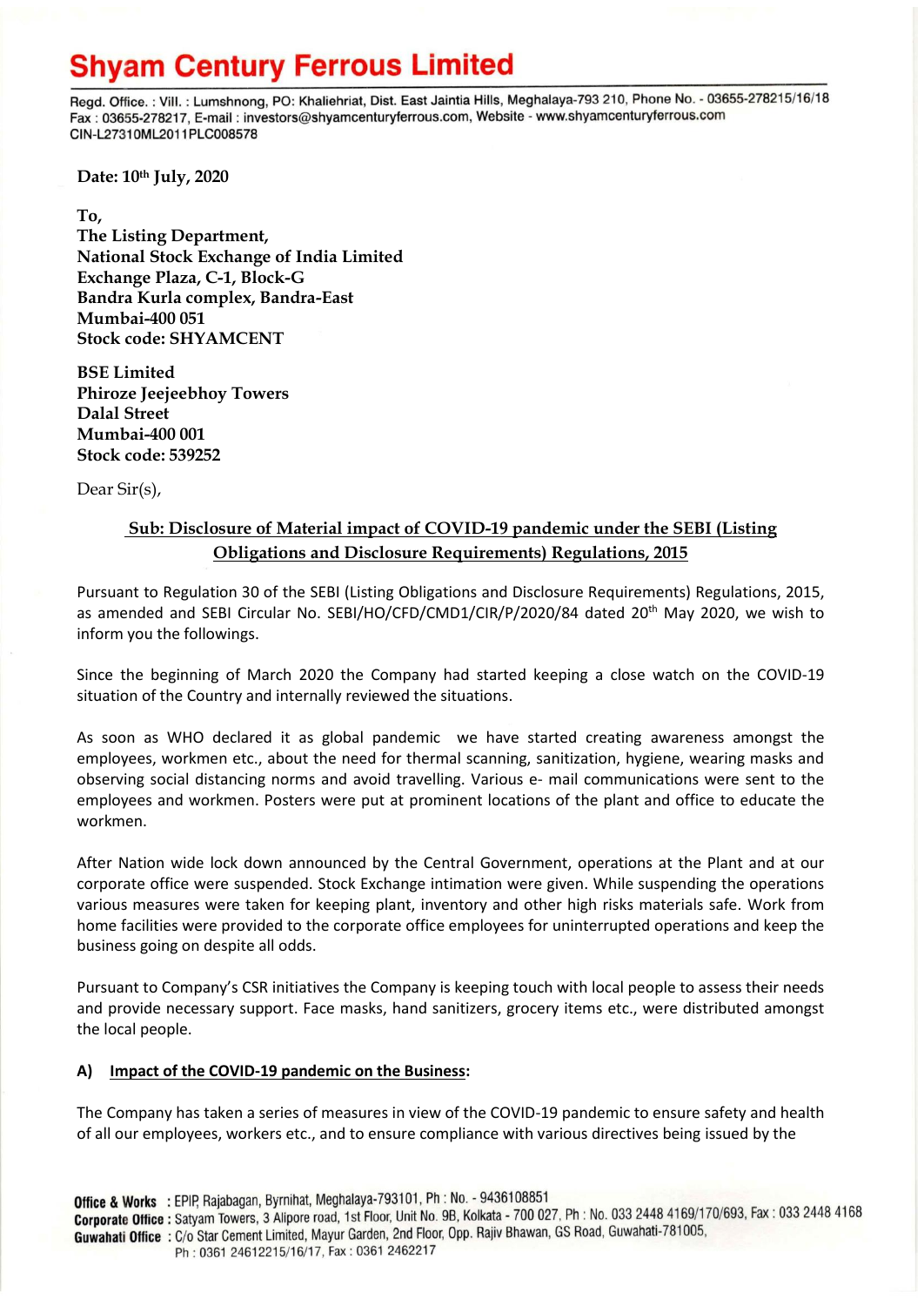# Shyam Century Ferrous Limited

Regd. Office. : Vill. : Lumshnong, PO: Khaliehriat, Dist. East Jaintia Hills, Meghalaya-793 210, Phone No. - 03655-278215/16/18
Fax : 03655-278217, E-mail : investors@shyamcenturyferrous.com, Website - www.shyamcenturyferrous.com
CIN-L27310ML2011PLC008578

**Date: 10th July, 2020**

**To,**
**The Listing Department,**
**National Stock Exchange of India Limited**
**Exchange Plaza, C-1, Block-G**
**Bandra Kurla complex, Bandra-East**
**Mumbai-400 051**
**Stock code: SHYAMCENT**

**BSE Limited**
**Phiroze Jeejeebhoy Towers**
**Dalal Street**
**Mumbai-400 001**
**Stock code: 539252**

Dear Sir(s),

**Sub: Disclosure of Material impact of COVID-19 pandemic under the SEBI (Listing Obligations and Disclosure Requirements) Regulations, 2015**

Pursuant to Regulation 30 of the SEBI (Listing Obligations and Disclosure Requirements) Regulations, 2015, as amended and SEBI Circular No. SEBI/HO/CFD/CMD1/CIR/P/2020/84 dated 20th May 2020, we wish to inform you the followings.

Since the beginning of March 2020 the Company had started keeping a close watch on the COVID-19 situation of the Country and internally reviewed the situations.

As soon as WHO declared it as global pandemic we have started creating awareness amongst the employees, workmen etc., about the need for thermal scanning, sanitization, hygiene, wearing masks and observing social distancing norms and avoid travelling. Various e- mail communications were sent to the employees and workmen. Posters were put at prominent locations of the plant and office to educate the workmen.

After Nation wide lock down announced by the Central Government, operations at the Plant and at our corporate office were suspended. Stock Exchange intimation were given. While suspending the operations various measures were taken for keeping plant, inventory and other high risks materials safe. Work from home facilities were provided to the corporate office employees for uninterrupted operations and keep the business going on despite all odds.

Pursuant to Company's CSR initiatives the Company is keeping touch with local people to assess their needs and provide necessary support. Face masks, hand sanitizers, grocery items etc., were distributed amongst the local people.

**A) Impact of the COVID-19 pandemic on the Business:**

The Company has taken a series of measures in view of the COVID-19 pandemic to ensure safety and health of all our employees, workers etc., and to ensure compliance with various directives being issued by the

**Office & Works** : EPIP, Rajabagan, Byrnihat, Meghalaya-793101, Ph : No. - 9436108851
**Corporate Office** : Satyam Towers, 3 Alipore road, 1st Floor, Unit No. 9B, Kolkata - 700 027, Ph : No. 033 2448 4169/170/693, Fax : 033 2448 4168
**Guwahati Office** : C/o Star Cement Limited, Mayur Garden, 2nd Floor, Opp. Rajiv Bhawan, GS Road, Guwahati-781005,
Ph : 0361 24612215/16/17, Fax : 0361 2462217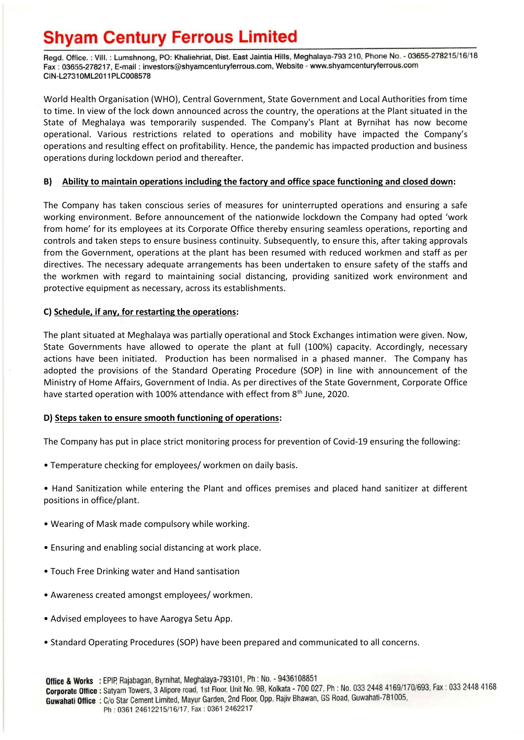World Health Organisation (WHO), Central Government, State Government and Local Authorities from time to time. In view of the lock down announced across the country, the operations at the Plant situated in the State of Meghalaya was temporarily suspended. The Company's Plant at Byrnihat has now become operational. Various restrictions related to operations and mobility have impacted the Company's operations and resulting effect on profitability. Hence, the pandemic has impacted production and business operations during lockdown period and thereafter.

**B) <u>Ability to maintain operations including the factory and office space functioning and closed down</u>:**

The Company has taken conscious series of measures for uninterrupted operations and ensuring a safe working environment. Before announcement of the nationwide lockdown the Company had opted 'work from home' for its employees at its Corporate Office thereby ensuring seamless operations, reporting and controls and taken steps to ensure business continuity. Subsequently, to ensure this, after taking approvals from the Government, operations at the plant has been resumed with reduced workmen and staff as per directives. The necessary adequate arrangements has been undertaken to ensure safety of the staffs and the workmen with regard to maintaining social distancing, providing sanitized work environment and protective equipment as necessary, across its establishments.

**C) <u>Schedule, if any, for restarting the operations</u>:**

The plant situated at Meghalaya was partially operational and Stock Exchanges intimation were given. Now, State Governments have allowed to operate the plant at full (100%) capacity. Accordingly, necessary actions have been initiated. Production has been normalised in a phased manner. The Company has adopted the provisions of the Standard Operating Procedure (SOP) in line with announcement of the Ministry of Home Affairs, Government of India. As per directives of the State Government, Corporate Office have started operation with 100% attendance with effect from 8th June, 2020.

**D) <u>Steps taken to ensure smooth functioning of operations</u>:**

The Company has put in place strict monitoring process for prevention of Covid-19 ensuring the following:

- Temperature checking for employees/ workmen on daily basis.
- Hand Sanitization while entering the Plant and offices premises and placed hand sanitizer at different positions in office/plant.
- Wearing of Mask made compulsory while working.
- Ensuring and enabling social distancing at work place.
- Touch Free Drinking water and Hand santisation
- Awareness created amongst employees/ workmen.
- Advised employees to have Aarogya Setu App.
- Standard Operating Procedures (SOP) have been prepared and communicated to all concerns.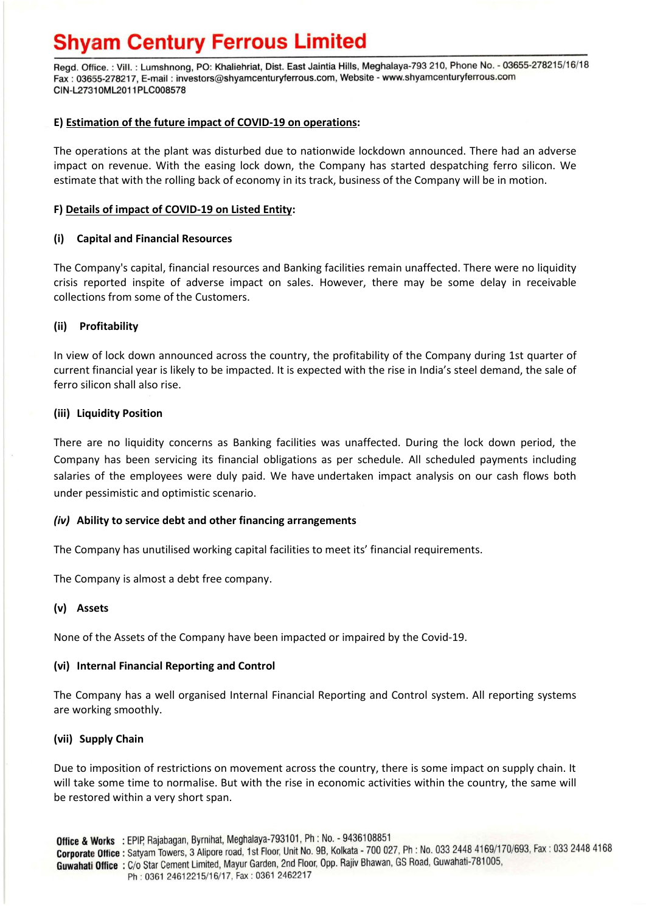**E) Estimation of the future impact of COVID-19 on operations:**

The operations at the plant was disturbed due to nationwide lockdown announced. There had an adverse impact on revenue. With the easing lock down, the Company has started despatching ferro silicon. We estimate that with the rolling back of economy in its track, business of the Company will be in motion.

**F) Details of impact of COVID-19 on Listed Entity:**

**(i) Capital and Financial Resources**

The Company's capital, financial resources and Banking facilities remain unaffected. There were no liquidity crisis reported inspite of adverse impact on sales. However, there may be some delay in receivable collections from some of the Customers.

**(ii) Profitability**

In view of lock down announced across the country, the profitability of the Company during 1st quarter of current financial year is likely to be impacted. It is expected with the rise in India's steel demand, the sale of ferro silicon shall also rise.

**(iii) Liquidity Position**

There are no liquidity concerns as Banking facilities was unaffected. During the lock down period, the Company has been servicing its financial obligations as per schedule. All scheduled payments including salaries of the employees were duly paid. We have undertaken impact analysis on our cash flows both under pessimistic and optimistic scenario.

***(iv)* Ability to service debt and other financing arrangements**

The Company has unutilised working capital facilities to meet its' financial requirements.

The Company is almost a debt free company.

**(v) Assets**

None of the Assets of the Company have been impacted or impaired by the Covid-19.

**(vi) Internal Financial Reporting and Control**

The Company has a well organised Internal Financial Reporting and Control system. All reporting systems are working smoothly.

**(vii) Supply Chain**

Due to imposition of restrictions on movement across the country, there is some impact on supply chain. It will take some time to normalise. But with the rise in economic activities within the country, the same will be restored within a very short span.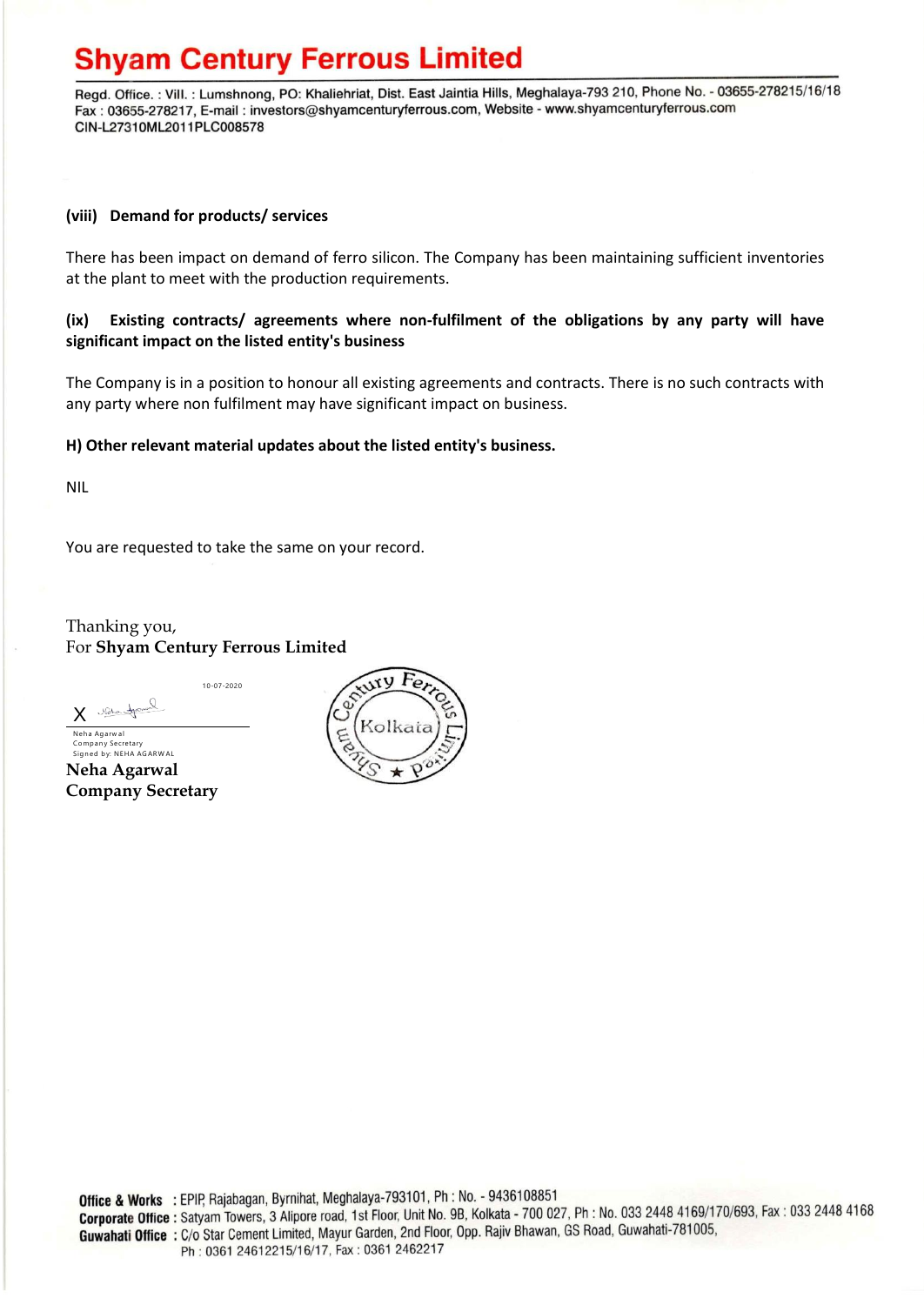**(viii) Demand for products/ services**

There has been impact on demand of ferro silicon. The Company has been maintaining sufficient inventories at the plant to meet with the production requirements.

**(ix) Existing contracts/ agreements where non-fulfilment of the obligations by any party will have significant impact on the listed entity's business**

The Company is in a position to honour all existing agreements and contracts. There is no such contracts with any party where non fulfilment may have significant impact on business.

**H) Other relevant material updates about the listed entity's business.**

NIL

You are requested to take the same on your record.

Thanking you,
For **Shyam Century Ferrous Limited**

10-07-2020

X

Neha Agarwal
Company Secretary
Signed by: NEHA AGARWAL

**Neha Agarwal**
**Company Secretary**

**Office & Works** : EPIP, Rajabagan, Byrnihat, Meghalaya-793101, Ph : No. - 9436108851
**Corporate Office** : Satyam Towers, 3 Alipore road, 1st Floor, Unit No. 9B, Kolkata - 700 027, Ph : No. 033 2448 4169/170/693, Fax : 033 2448 4168
**Guwahati Office** : C/o Star Cement Limited, Mayur Garden, 2nd Floor, Opp. Rajiv Bhawan, GS Road, Guwahati-781005,
Ph : 0361 24612215/16/17, Fax : 0361 2462217